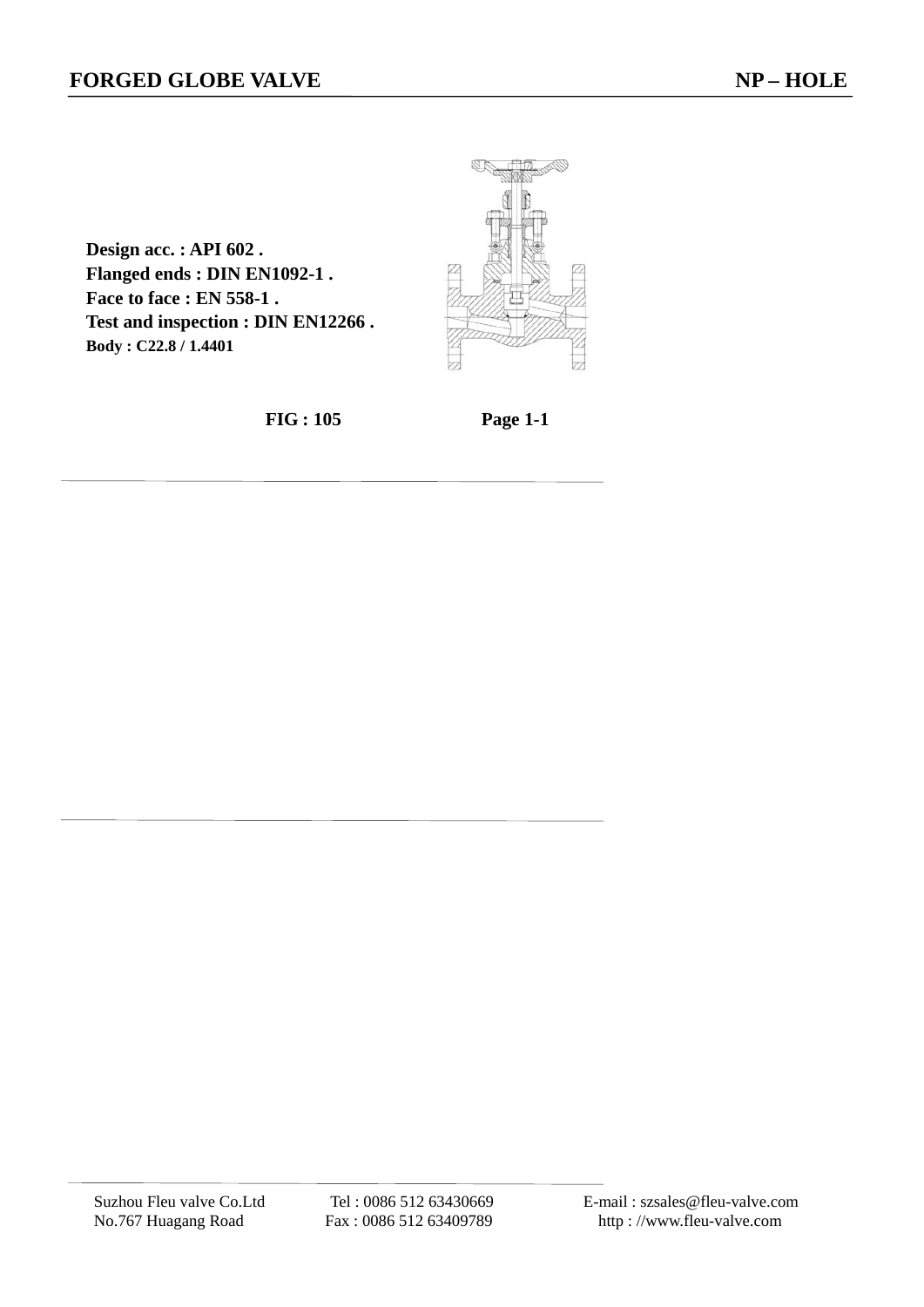# FORGED GLOBE VALVE

## NP – HOLE

**Design acc. : API 602 .**
**Flanged ends : DIN EN1092-1 .**
**Face to face : EN 558-1 .**
**Test and inspection : DIN EN12266 .**
**Body : C22.8 / 1.4401**

**FIG : 105**

**Page 1-1**

Suzhou Fleu valve Co.Ltd
No.767 Huagang Road

Tel : 0086 512 63430669
Fax : 0086 512 63409789

E-mail : szsales@fleu-valve.com
http : //www.fleu-valve.com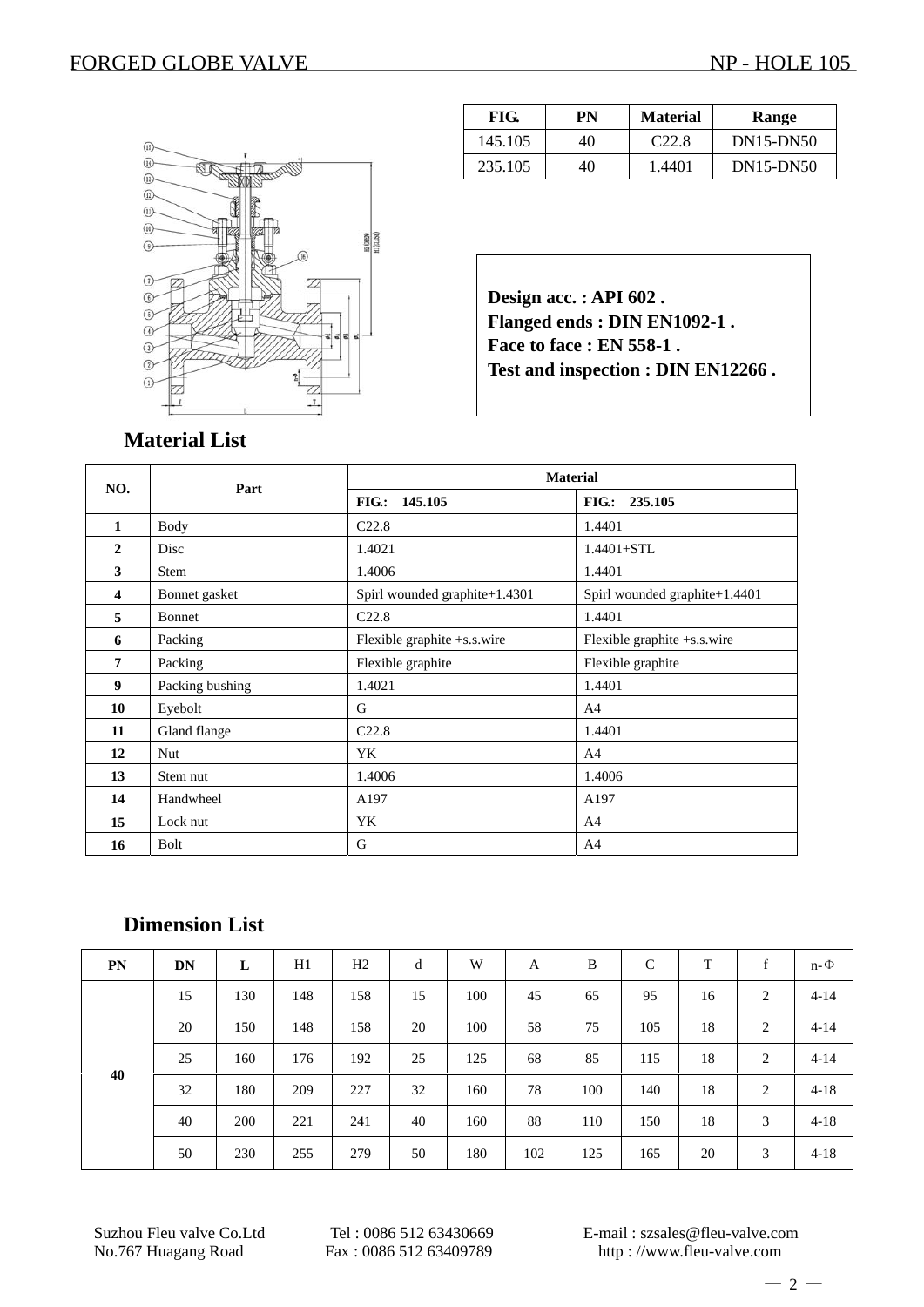FORGED GLOBE VALVE NP - HOLE 105

| FIG. | PN | Material | Range |
|---|---|---|---|
| 145.105 | 40 | C22.8 | DN15-DN50 |
| 235.105 | 40 | 1.4401 | DN15-DN50 |

**Design acc. : API 602 .**
**Flanged ends : DIN EN1092-1 .**
**Face to face : EN 558-1 .**
**Test and inspection : DIN EN12266 .**

## Material List

| NO. | Part | Material | |
|---|---|---|---|
| | | FIG.: 145.105 | FIG.: 235.105 |
| 1 | Body | C22.8 | 1.4401 |
| 2 | Disc | 1.4021 | 1.4401+STL |
| 3 | Stem | 1.4006 | 1.4401 |
| 4 | Bonnet gasket | Spirl wounded graphite+1.4301 | Spirl wounded graphite+1.4401 |
| 5 | Bonnet | C22.8 | 1.4401 |
| 6 | Packing | Flexible graphite +s.s.wire | Flexible graphite +s.s.wire |
| 7 | Packing | Flexible graphite | Flexible graphite |
| 9 | Packing bushing | 1.4021 | 1.4401 |
| 10 | Eyebolt | G | A4 |
| 11 | Gland flange | C22.8 | 1.4401 |
| 12 | Nut | YK | A4 |
| 13 | Stem nut | 1.4006 | 1.4006 |
| 14 | Handwheel | A197 | A197 |
| 15 | Lock nut | YK | A4 |
| 16 | Bolt | G | A4 |

## Dimension List

| PN | DN | L | H1 | H2 | d | W | A | B | C | T | f | n-Φ |
|---|---|---|---|---|---|---|---|---|---|---|---|---|
| 40 | 15 | 130 | 148 | 158 | 15 | 100 | 45 | 65 | 95 | 16 | 2 | 4-14 |
| | 20 | 150 | 148 | 158 | 20 | 100 | 58 | 75 | 105 | 18 | 2 | 4-14 |
| | 25 | 160 | 176 | 192 | 25 | 125 | 68 | 85 | 115 | 18 | 2 | 4-14 |
| | 32 | 180 | 209 | 227 | 32 | 160 | 78 | 100 | 140 | 18 | 2 | 4-18 |
| | 40 | 200 | 221 | 241 | 40 | 160 | 88 | 110 | 150 | 18 | 3 | 4-18 |
| | 50 | 230 | 255 | 279 | 50 | 180 | 102 | 125 | 165 | 20 | 3 | 4-18 |

Suzhou Fleu valve Co.Ltd Tel : 0086 512 63430669 E-mail : szsales@fleu-valve.com
No.767 Huagang Road Fax : 0086 512 63409789 http : //www.fleu-valve.com